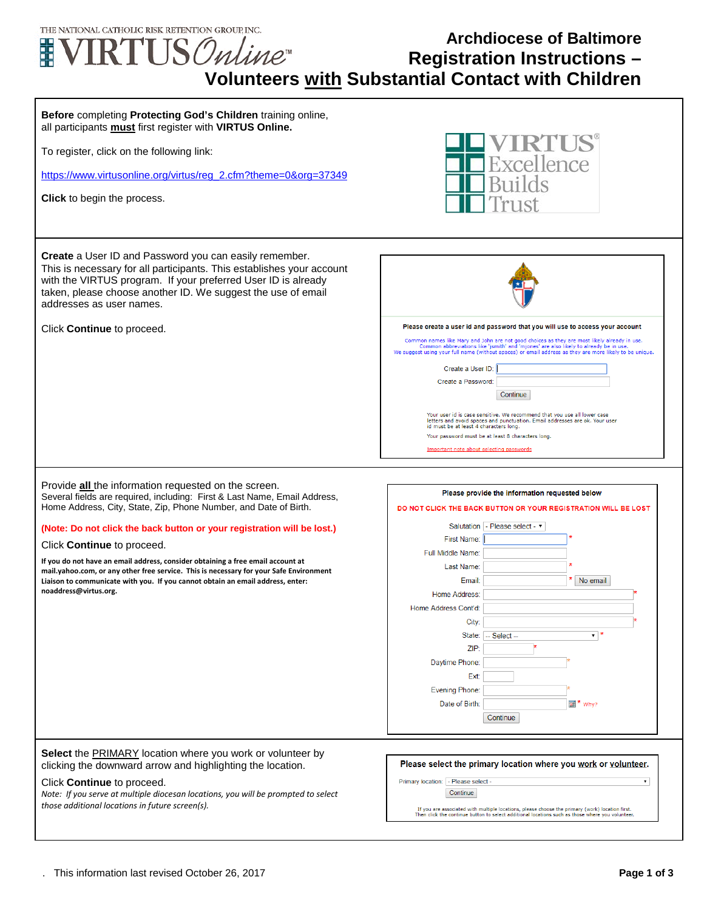THE NATIONAL CATHOLIC RISK RETENTION GROUP, INC.

VIRTUS Online™

# Archdiocese of Baltimore Registration Instructions – Volunteers with Substantial Contact with Children

**Before** completing **Protecting God's Children** training online, all participants **must** first register with **VIRTUS Online.**

To register, click on the following link:

https://www.virtusonline.org/virtus/reg_2.cfm?theme=0&org=37349

**Click** to begin the process.

VIRTUS® Excellence Builds Trust

---

**Create** a User ID and Password you can easily remember. This is necessary for all participants. This establishes your account with the VIRTUS program. If your preferred User ID is already taken, please choose another ID. We suggest the use of email addresses as user names.

Click **Continue** to proceed.

Please create a user id and password that you will use to access your account

Common names like Mary and John are not good choices as they are most likely already in use.
Common abbreviations like 'jsmith' and 'mjones' are also likely to already be in use.
We suggest using your full name (without spaces) or email address as they are more likely to be unique.

Create a User ID:
Create a Password:
Continue

Your user id is case sensitive. We recommend that you use all lower case letters and avoid spaces and punctuation. Email addresses are ok. Your user id must be at least 4 characters long.

Your password must be at least 8 characters long.

Important note about selecting passwords

---

Provide **all** the information requested on the screen.
Several fields are required, including: First & Last Name, Email Address, Home Address, City, State, Zip, Phone Number, and Date of Birth.

**(Note: Do not click the back button or your registration will be lost.)**

Click **Continue** to proceed.

**If you do not have an email address, consider obtaining a free email account at mail.yahoo.com, or any other free service. This is necessary for your Safe Environment Liaison to communicate with you. If you cannot obtain an email address, enter: noaddress@virtus.org.**

Please provide the information requested below

DO NOT CLICK THE BACK BUTTON OR YOUR REGISTRATION WILL BE LOST

Salutation: - Please select -
First Name: *
Full Middle Name:
Last Name: *
Email: * No email
Home Address: *
Home Address Cont'd:
City: *
State: -- Select -- *
ZIP: *
Daytime Phone: *
Ext:
Evening Phone: *
Date of Birth: * Why?
Continue

---

**Select** the PRIMARY location where you work or volunteer by clicking the downward arrow and highlighting the location.

Click **Continue** to proceed.

*Note: If you serve at multiple diocesan locations, you will be prompted to select those additional locations in future screen(s).*

Please select the primary location where you work or volunteer.

Primary location: - Please select -
Continue

If you are associated with multiple locations, please choose the primary (work) location first. Then click the continue button to select additional locations such as those where you volunteer.

. This information last revised October 26, 2017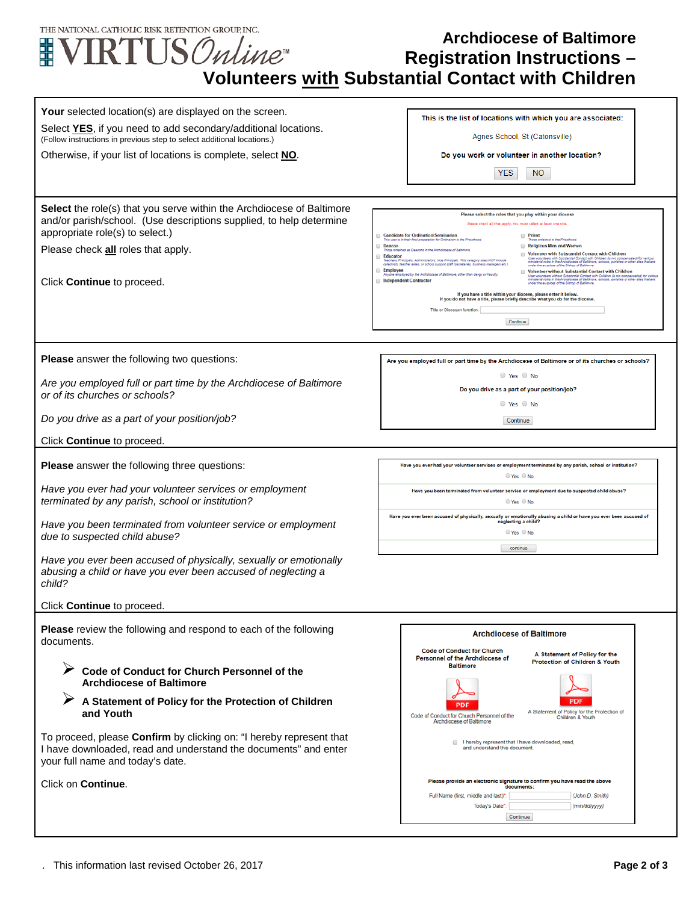# Archdiocese of Baltimore Registration Instructions – Volunteers with Substantial Contact with Children

**Your** selected location(s) are displayed on the screen.

Select **YES**, if you need to add secondary/additional locations. (Follow instructions in previous step to select additional locations.)

Otherwise, if your list of locations is complete, select **NO**.

> This is the list of locations with which you are associated:
>
> Agnes School, St (Catonsville)
>
> Do you work or volunteer in another location?
>
> YES NO

**Select** the role(s) that you serve within the Archdiocese of Baltimore and/or parish/school. (Use descriptions supplied, to help determine appropriate role(s) to select.)

Please check **all** roles that apply.

Click **Continue** to proceed.

> Please select the roles that you play within your diocese
>
> Please check all that apply. You must select at least one role.
>
> - Candidate for Ordination/Seminarian
> - Deacon
> - Educator
> - Employee
> - Independent Contractor
> - Priest
> - Religious Men and Women
> - Volunteer with Substantial Contact with Children
> - Volunteer without Substantial Contact with Children
>
> If you have a title within your diocese, please enter it below. If you do not have a title, please briefly describe what you do for the diocese.
>
> Title or Diocesan function:
>
> Continue

**Please** answer the following two questions:

*Are you employed full or part time by the Archdiocese of Baltimore or of its churches or schools?*

*Do you drive as a part of your position/job?*

Click **Continue** to proceed.

> Are you employed full or part time by the Archdiocese of Baltimore or of its churches or schools? Yes No
>
> Do you drive as a part of your position/job? Yes No
>
> Continue

**Please** answer the following three questions:

*Have you ever had your volunteer services or employment terminated by any parish, school or institution?*

*Have you been terminated from volunteer service or employment due to suspected child abuse?*

*Have you ever been accused of physically, sexually or emotionally abusing a child or have you ever been accused of neglecting a child?*

Click **Continue** to proceed.

> Have you ever had your volunteer services or employment terminated by any parish, school or institution? Yes No
>
> Have you been terminated from volunteer service or employment due to suspected child abuse? Yes No
>
> Have you ever been accused of physically, sexually or emotionally abusing a child or have you ever been accused of neglecting a child? Yes No
>
> continue

**Please** review the following and respond to each of the following documents.

- **Code of Conduct for Church Personnel of the Archdiocese of Baltimore**
- **A Statement of Policy for the Protection of Children and Youth**

To proceed, please **Confirm** by clicking on: "I hereby represent that I have downloaded, read and understand the documents" and enter your full name and today's date.

Click on **Continue**.

> Archdiocese of Baltimore
>
> Code of Conduct for Church Personnel of the Archdiocese of Baltimore — PDF — Code of Conduct for Church Personnel of the Archdiocese of Baltimore
>
> A Statement of Policy for the Protection of Children & Youth — PDF — A Statement of Policy for the Protection of Children & Youth
>
> I hereby represent that I have downloaded, read, and understand this document.
>
> Please provide an electronic signature to confirm you have read the above documents:
>
> Full Name (first, middle and last)*: (John D. Smith)
>
> Today's Date*: (mm/dd/yyyy)
>
> Continue

This information last revised October 26, 2017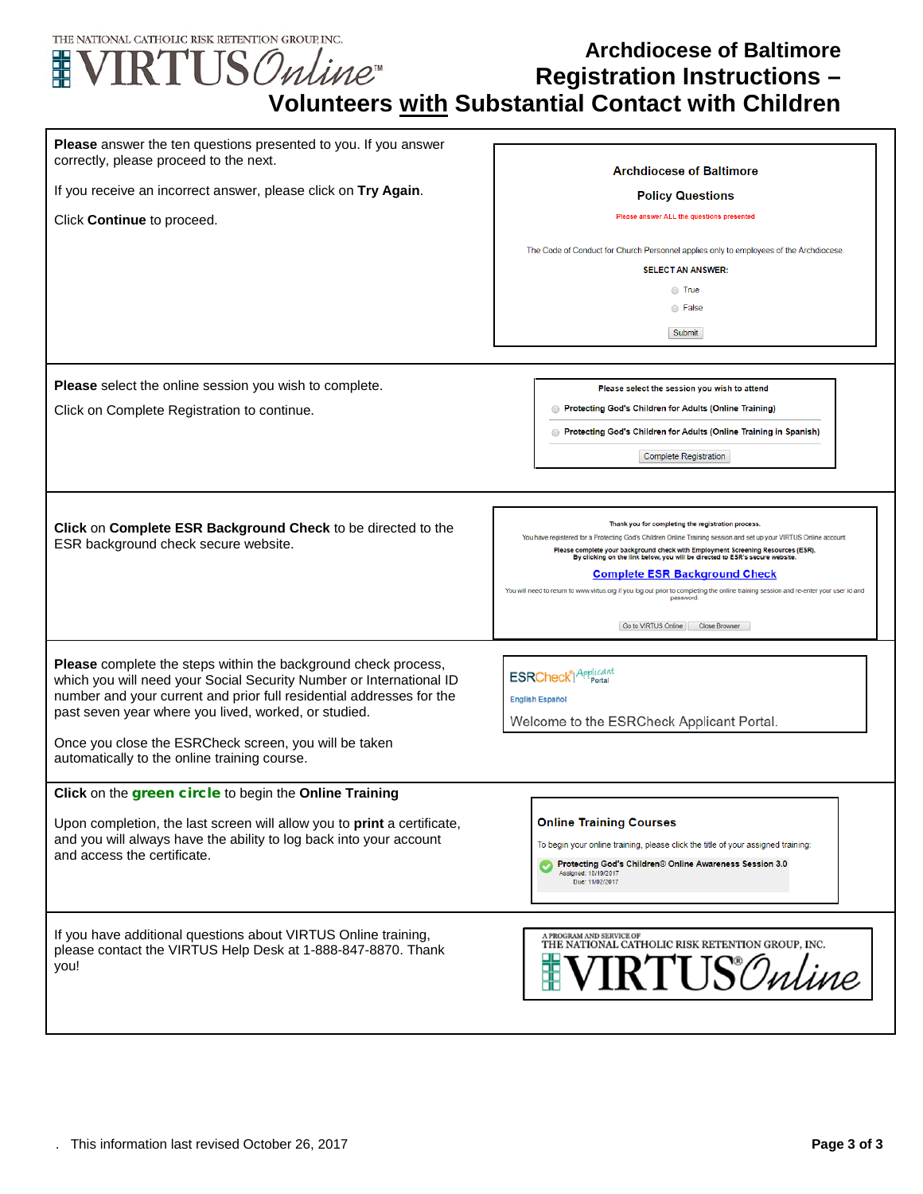THE NATIONAL CATHOLIC RISK RETENTION GROUP, INC. VIRTUS Online™

# Archdiocese of Baltimore Registration Instructions – Volunteers with Substantial Contact with Children

**Please** answer the ten questions presented to you. If you answer correctly, please proceed to the next.

If you receive an incorrect answer, please click on **Try Again**.

Click **Continue** to proceed.

Archdiocese of Baltimore

Policy Questions

Please answer ALL the questions presented

The Code of Conduct for Church Personnel applies only to employees of the Archdiocese.

SELECT AN ANSWER:

- True
- False

Submit

---

**Please** select the online session you wish to complete.

Click on Complete Registration to continue.

Please select the session you wish to attend

- Protecting God's Children for Adults (Online Training)
- Protecting God's Children for Adults (Online Training in Spanish)

Complete Registration

---

**Click** on **Complete ESR Background Check** to be directed to the ESR background check secure website.

Thank you for completing the registration process.

You have registered for a Protecting God's Children Online Training session and set up your VIRTUS Online account.

Please complete your background check with Employment Screening Resources (ESR). By clicking on the link below, you will be directed to ESR's secure website.

Complete ESR Background Check

You will need to return to www.virtus.org if you log out prior to completing the online training session and re-enter your user id and password.

Go to VIRTUS Online | Close Browser

---

**Please** complete the steps within the background check process, which you will need your Social Security Number or International ID number and your current and prior full residential addresses for the past seven year where you lived, worked, or studied.

Once you close the ESRCheck screen, you will be taken automatically to the online training course.

ESRCheck Applicant Portal

English Español

Welcome to the ESRCheck Applicant Portal.

---

**Click** on the **green circle** to begin the **Online Training**

Upon completion, the last screen will allow you to **print** a certificate, and you will always have the ability to log back into your account and access the certificate.

Online Training Courses

To begin your online training, please click the title of your assigned training:

Protecting God's Children® Online Awareness Session 3.0
Assigned: 10/10/2017
Due: 11/02/2017

---

If you have additional questions about VIRTUS Online training, please contact the VIRTUS Help Desk at 1-888-847-8870. Thank you!

A PROGRAM AND SERVICE OF THE NATIONAL CATHOLIC RISK RETENTION GROUP, INC. VIRTUS® Online

This information last revised October 26, 2017